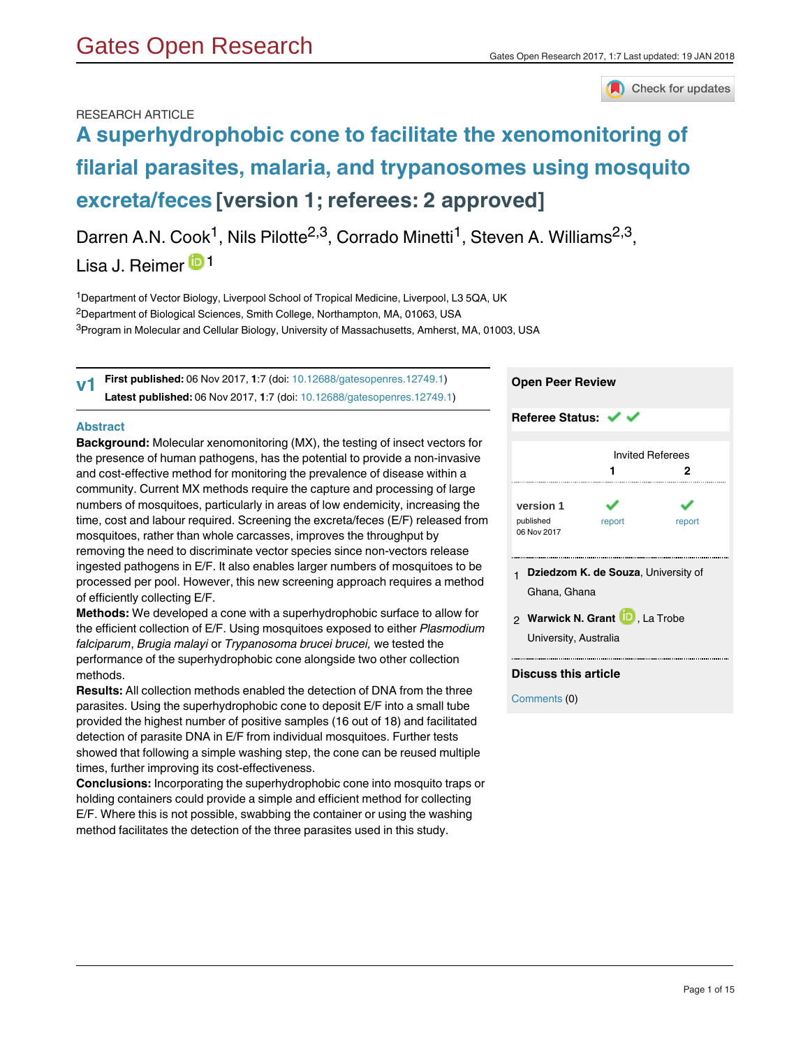RESEARCH ARTICLE

# A superhydrophobic cone to facilitate the xenomonitoring of filarial parasites, malaria, and trypanosomes using mosquito excreta/feces [version 1; referees: 2 approved]

Darren A.N. Cook[1], Nils Pilotte[2,3], Corrado Minetti[1], Steven A. Williams[2,3], Lisa J. Reimer[1]

[1]Department of Vector Biology, Liverpool School of Tropical Medicine, Liverpool, L3 5QA, UK
[2]Department of Biological Sciences, Smith College, Northampton, MA, 01063, USA
[3]Program in Molecular and Cellular Biology, University of Massachusetts, Amherst, MA, 01003, USA

**v1** **First published:** 06 Nov 2017, **1**:7 (doi: 10.12688/gatesopenres.12749.1)
**Latest published:** 06 Nov 2017, **1**:7 (doi: 10.12688/gatesopenres.12749.1)

## Abstract

**Background:** Molecular xenomonitoring (MX), the testing of insect vectors for the presence of human pathogens, has the potential to provide a non-invasive and cost-effective method for monitoring the prevalence of disease within a community. Current MX methods require the capture and processing of large numbers of mosquitoes, particularly in areas of low endemicity, increasing the time, cost and labour required. Screening the excreta/feces (E/F) released from mosquitoes, rather than whole carcasses, improves the throughput by removing the need to discriminate vector species since non-vectors release ingested pathogens in E/F. It also enables larger numbers of mosquitoes to be processed per pool. However, this new screening approach requires a method of efficiently collecting E/F.

**Methods:** We developed a cone with a superhydrophobic surface to allow for the efficient collection of E/F. Using mosquitoes exposed to either *Plasmodium falciparum*, *Brugia malayi* or *Trypanosoma brucei brucei,* we tested the performance of the superhydrophobic cone alongside two other collection methods.

**Results:** All collection methods enabled the detection of DNA from the three parasites. Using the superhydrophobic cone to deposit E/F into a small tube provided the highest number of positive samples (16 out of 18) and facilitated detection of parasite DNA in E/F from individual mosquitoes. Further tests showed that following a simple washing step, the cone can be reused multiple times, further improving its cost-effectiveness.

**Conclusions:** Incorporating the superhydrophobic cone into mosquito traps or holding containers could provide a simple and efficient method for collecting E/F. Where this is not possible, swabbing the container or using the washing method facilitates the detection of the three parasites used in this study.

**Open Peer Review**

**Referee Status:** ✔ ✔

| | Invited Referees 1 | Invited Referees 2 |
|---|---|---|
| version 1 published 06 Nov 2017 | ✔ report | ✔ report |

1 **Dziedzom K. de Souza**, University of Ghana, Ghana

2 **Warwick N. Grant**, La Trobe University, Australia

**Discuss this article**

Comments (0)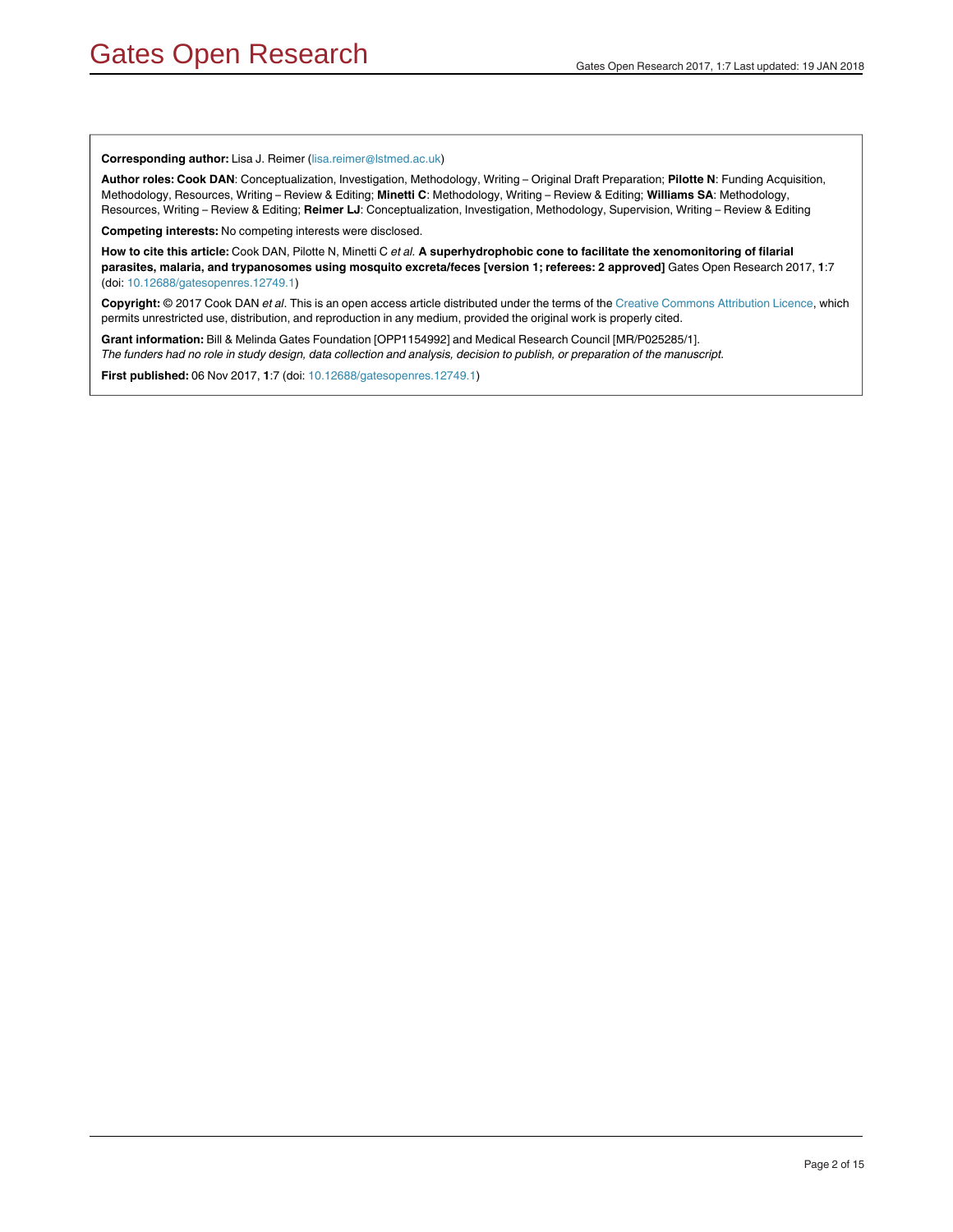**Corresponding author:** Lisa J. Reimer (lisa.reimer@lstmed.ac.uk)

**Author roles: Cook DAN**: Conceptualization, Investigation, Methodology, Writing – Original Draft Preparation; **Pilotte N**: Funding Acquisition, Methodology, Resources, Writing – Review & Editing; **Minetti C**: Methodology, Writing – Review & Editing; **Williams SA**: Methodology, Resources, Writing – Review & Editing; **Reimer LJ**: Conceptualization, Investigation, Methodology, Supervision, Writing – Review & Editing

**Competing interests:** No competing interests were disclosed.

**How to cite this article:** Cook DAN, Pilotte N, Minetti C *et al.* **A superhydrophobic cone to facilitate the xenomonitoring of filarial parasites, malaria, and trypanosomes using mosquito excreta/feces [version 1; referees: 2 approved]** Gates Open Research 2017, **1**:7 (doi: 10.12688/gatesopenres.12749.1)

**Copyright:** © 2017 Cook DAN *et al*. This is an open access article distributed under the terms of the Creative Commons Attribution Licence, which permits unrestricted use, distribution, and reproduction in any medium, provided the original work is properly cited.

**Grant information:** Bill & Melinda Gates Foundation [OPP1154992] and Medical Research Council [MR/P025285/1].
*The funders had no role in study design, data collection and analysis, decision to publish, or preparation of the manuscript.*

**First published:** 06 Nov 2017, **1**:7 (doi: 10.12688/gatesopenres.12749.1)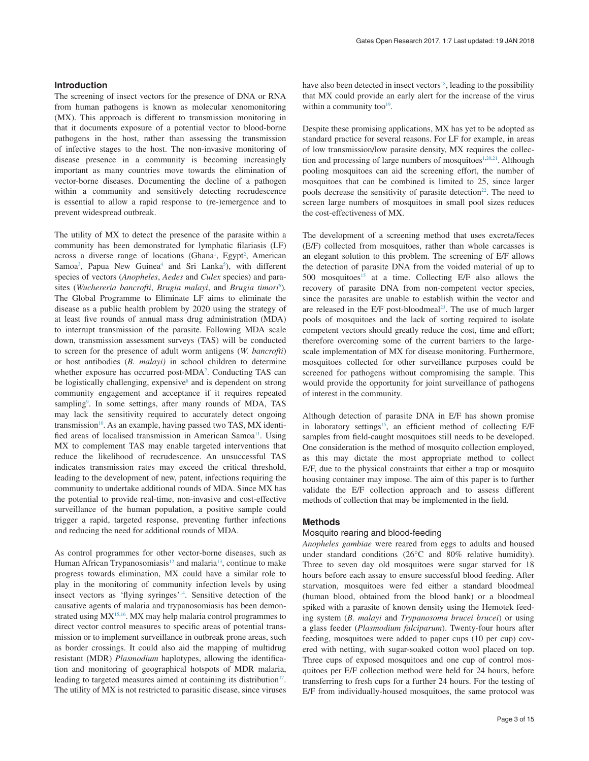## Introduction

The screening of insect vectors for the presence of DNA or RNA from human pathogens is known as molecular xenomonitoring (MX). This approach is different to transmission monitoring in that it documents exposure of a potential vector to blood-borne pathogens in the host, rather than assessing the transmission of infective stages to the host. The non-invasive monitoring of disease presence in a community is becoming increasingly important as many countries move towards the elimination of vector-borne diseases. Documenting the decline of a pathogen within a community and sensitively detecting recrudescence is essential to allow a rapid response to (re-)emergence and to prevent widespread outbreak.

The utility of MX to detect the presence of the parasite within a community has been demonstrated for lymphatic filariasis (LF) across a diverse range of locations (Ghana[1], Egypt[2], American Samoa[3], Papua New Guinea[4] and Sri Lanka[5]), with different species of vectors (*Anopheles*, *Aedes* and *Culex* species) and parasites (*Wuchereria bancrofti*, *Brugia malayi*, and *Brugia timori*[6]). The Global Programme to Eliminate LF aims to eliminate the disease as a public health problem by 2020 using the strategy of at least five rounds of annual mass drug administration (MDA) to interrupt transmission of the parasite. Following MDA scale down, transmission assessment surveys (TAS) will be conducted to screen for the presence of adult worm antigens (*W. bancrofti*) or host antibodies (*B. malayi)* in school children to determine whether exposure has occurred post-MDA[7]. Conducting TAS can be logistically challenging, expensive[8] and is dependent on strong community engagement and acceptance if it requires repeated sampling[9]. In some settings, after many rounds of MDA, TAS may lack the sensitivity required to accurately detect ongoing transmission[10]. As an example, having passed two TAS, MX identified areas of localised transmission in American Samoa[11]. Using MX to complement TAS may enable targeted interventions that reduce the likelihood of recrudescence. An unsuccessful TAS indicates transmission rates may exceed the critical threshold, leading to the development of new, patent, infections requiring the community to undertake additional rounds of MDA. Since MX has the potential to provide real-time, non-invasive and cost-effective surveillance of the human population, a positive sample could trigger a rapid, targeted response, preventing further infections and reducing the need for additional rounds of MDA.

As control programmes for other vector-borne diseases, such as Human African Trypanosomiasis[12] and malaria[13], continue to make progress towards elimination, MX could have a similar role to play in the monitoring of community infection levels by using insect vectors as 'flying syringes'[14]. Sensitive detection of the causative agents of malaria and trypanosomiasis has been demonstrated using MX[15,16]. MX may help malaria control programmes to direct vector control measures to specific areas of potential transmission or to implement surveillance in outbreak prone areas, such as border crossings. It could also aid the mapping of multidrug resistant (MDR) *Plasmodium* haplotypes, allowing the identification and monitoring of geographical hotspots of MDR malaria, leading to targeted measures aimed at containing its distribution[17]. The utility of MX is not restricted to parasitic disease, since viruses have also been detected in insect vectors[18], leading to the possibility that MX could provide an early alert for the increase of the virus within a community too[19].

Despite these promising applications, MX has yet to be adopted as standard practice for several reasons. For LF for example, in areas of low transmission/low parasite density, MX requires the collection and processing of large numbers of mosquitoes[1,20,21]. Although pooling mosquitoes can aid the screening effort, the number of mosquitoes that can be combined is limited to 25, since larger pools decrease the sensitivity of parasite detection[22]. The need to screen large numbers of mosquitoes in small pool sizes reduces the cost-effectiveness of MX.

The development of a screening method that uses excreta/feces (E/F) collected from mosquitoes, rather than whole carcasses is an elegant solution to this problem. The screening of E/F allows the detection of parasite DNA from the voided material of up to 500 mosquitoes[15] at a time. Collecting E/F also allows the recovery of parasite DNA from non-competent vector species, since the parasites are unable to establish within the vector and are released in the E/F post-bloodmeal[23]. The use of much larger pools of mosquitoes and the lack of sorting required to isolate competent vectors should greatly reduce the cost, time and effort; therefore overcoming some of the current barriers to the large-scale implementation of MX for disease monitoring. Furthermore, mosquitoes collected for other surveillance purposes could be screened for pathogens without compromising the sample. This would provide the opportunity for joint surveillance of pathogens of interest in the community.

Although detection of parasite DNA in E/F has shown promise in laboratory settings[15], an efficient method of collecting E/F samples from field-caught mosquitoes still needs to be developed. One consideration is the method of mosquito collection employed, as this may dictate the most appropriate method to collect E/F, due to the physical constraints that either a trap or mosquito housing container may impose. The aim of this paper is to further validate the E/F collection approach and to assess different methods of collection that may be implemented in the field.

## Methods

### Mosquito rearing and blood-feeding

*Anopheles gambiae* were reared from eggs to adults and housed under standard conditions (26°C and 80% relative humidity). Three to seven day old mosquitoes were sugar starved for 18 hours before each assay to ensure successful blood feeding. After starvation, mosquitoes were fed either a standard bloodmeal (human blood, obtained from the blood bank) or a bloodmeal spiked with a parasite of known density using the Hemotek feeding system (*B. malayi* and *Trypanosoma brucei brucei*) or using a glass feeder (*Plasmodium falciparum*). Twenty-four hours after feeding, mosquitoes were added to paper cups (10 per cup) covered with netting, with sugar-soaked cotton wool placed on top. Three cups of exposed mosquitoes and one cup of control mosquitoes per E/F collection method were held for 24 hours, before transferring to fresh cups for a further 24 hours. For the testing of E/F from individually-housed mosquitoes, the same protocol was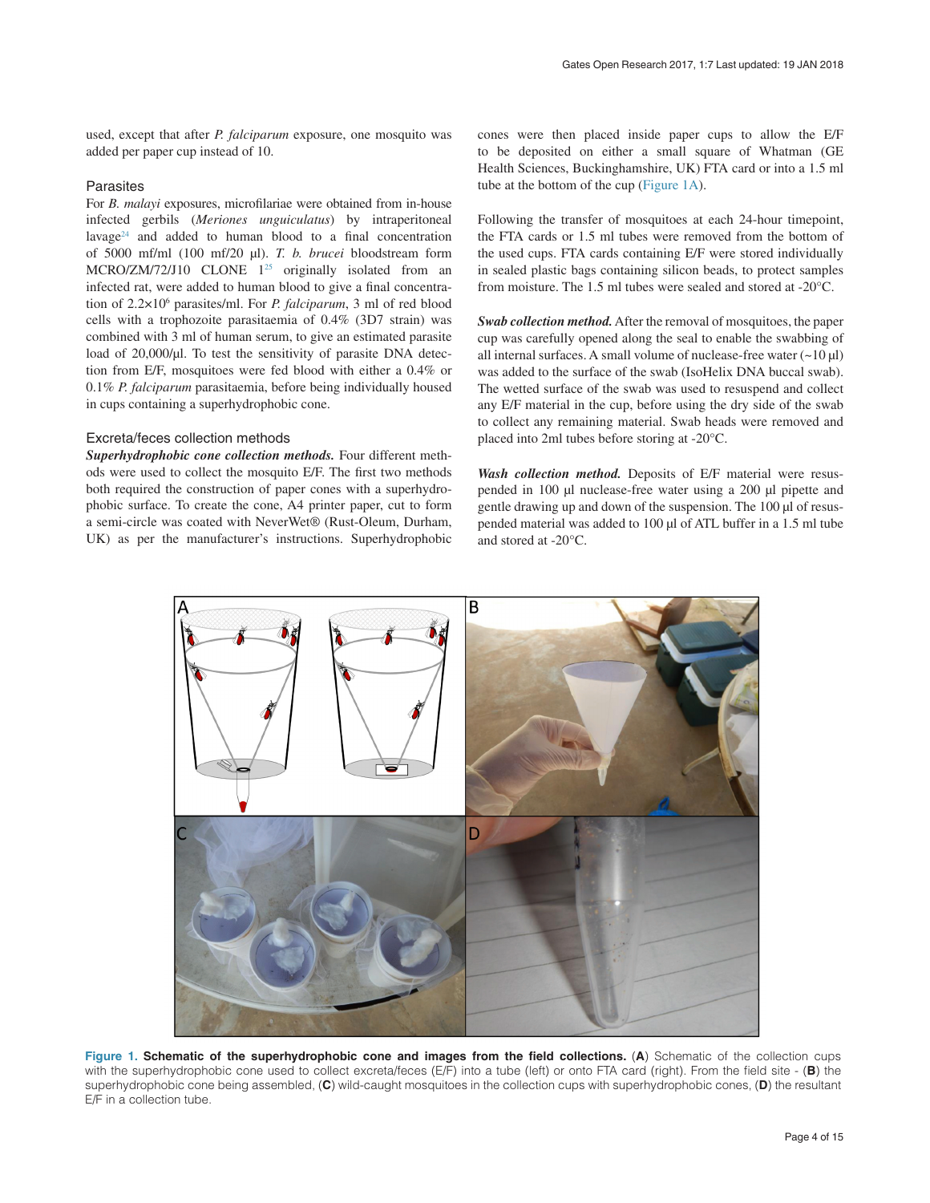used, except that after *P. falciparum* exposure, one mosquito was added per paper cup instead of 10.

### Parasites

For *B. malayi* exposures, microfilariae were obtained from in-house infected gerbils (*Meriones unguiculatus*) by intraperitoneal lavage[24] and added to human blood to a final concentration of 5000 mf/ml (100 mf/20 µl). *T. b. brucei* bloodstream form MCRO/ZM/72/J10 CLONE 1[25] originally isolated from an infected rat, were added to human blood to give a final concentration of $2.2\times10^6$ parasites/ml. For *P. falciparum*, 3 ml of red blood cells with a trophozoite parasitaemia of 0.4% (3D7 strain) was combined with 3 ml of human serum, to give an estimated parasite load of 20,000/µl. To test the sensitivity of parasite DNA detection from E/F, mosquitoes were fed blood with either a 0.4% or 0.1% *P. falciparum* parasitaemia, before being individually housed in cups containing a superhydrophobic cone.

### Excreta/feces collection methods

***Superhydrophobic cone collection methods.*** Four different methods were used to collect the mosquito E/F. The first two methods both required the construction of paper cones with a superhydrophobic surface. To create the cone, A4 printer paper, cut to form a semi-circle was coated with NeverWet® (Rust-Oleum, Durham, UK) as per the manufacturer's instructions. Superhydrophobic cones were then placed inside paper cups to allow the E/F to be deposited on either a small square of Whatman (GE Health Sciences, Buckinghamshire, UK) FTA card or into a 1.5 ml tube at the bottom of the cup (Figure 1A).

Following the transfer of mosquitoes at each 24-hour timepoint, the FTA cards or 1.5 ml tubes were removed from the bottom of the used cups. FTA cards containing E/F were stored individually in sealed plastic bags containing silicon beads, to protect samples from moisture. The 1.5 ml tubes were sealed and stored at -20°C.

***Swab collection method.*** After the removal of mosquitoes, the paper cup was carefully opened along the seal to enable the swabbing of all internal surfaces. A small volume of nuclease-free water (~10 µl) was added to the surface of the swab (IsoHelix DNA buccal swab). The wetted surface of the swab was used to resuspend and collect any E/F material in the cup, before using the dry side of the swab to collect any remaining material. Swab heads were removed and placed into 2ml tubes before storing at -20°C.

***Wash collection method.*** Deposits of E/F material were resuspended in 100 µl nuclease-free water using a 200 µl pipette and gentle drawing up and down of the suspension. The 100 µl of resuspended material was added to 100 µl of ATL buffer in a 1.5 ml tube and stored at -20°C.

**Figure 1. Schematic of the superhydrophobic cone and images from the field collections.** (**A**) Schematic of the collection cups with the superhydrophobic cone used to collect excreta/feces (E/F) into a tube (left) or onto FTA card (right). From the field site - (**B**) the superhydrophobic cone being assembled, (**C**) wild-caught mosquitoes in the collection cups with superhydrophobic cones, (**D**) the resultant E/F in a collection tube.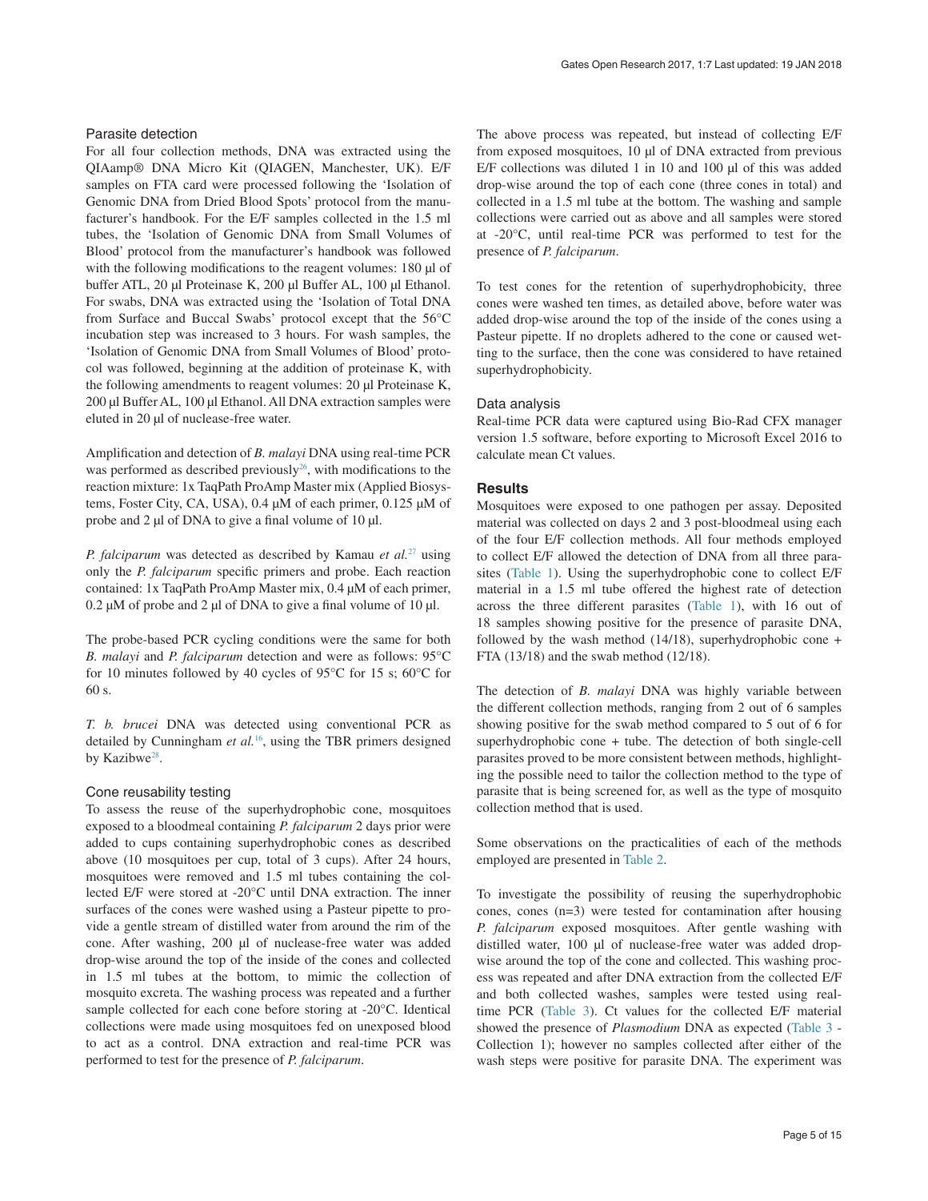### Parasite detection

For all four collection methods, DNA was extracted using the QIAamp® DNA Micro Kit (QIAGEN, Manchester, UK). E/F samples on FTA card were processed following the 'Isolation of Genomic DNA from Dried Blood Spots' protocol from the manufacturer's handbook. For the E/F samples collected in the 1.5 ml tubes, the 'Isolation of Genomic DNA from Small Volumes of Blood' protocol from the manufacturer's handbook was followed with the following modifications to the reagent volumes: 180 µl of buffer ATL, 20 µl Proteinase K, 200 µl Buffer AL, 100 µl Ethanol. For swabs, DNA was extracted using the 'Isolation of Total DNA from Surface and Buccal Swabs' protocol except that the 56°C incubation step was increased to 3 hours. For wash samples, the 'Isolation of Genomic DNA from Small Volumes of Blood' protocol was followed, beginning at the addition of proteinase K, with the following amendments to reagent volumes: 20 µl Proteinase K, 200 µl Buffer AL, 100 µl Ethanol. All DNA extraction samples were eluted in 20 µl of nuclease-free water.

Amplification and detection of *B. malayi* DNA using real-time PCR was performed as described previously[26], with modifications to the reaction mixture: 1x TaqPath ProAmp Master mix (Applied Biosystems, Foster City, CA, USA), 0.4 µM of each primer, 0.125 µM of probe and 2 µl of DNA to give a final volume of 10 µl.

*P. falciparum* was detected as described by Kamau *et al.*[27] using only the *P. falciparum* specific primers and probe. Each reaction contained: 1x TaqPath ProAmp Master mix, 0.4 µM of each primer, 0.2 µM of probe and 2 µl of DNA to give a final volume of 10 µl.

The probe-based PCR cycling conditions were the same for both *B. malayi* and *P. falciparum* detection and were as follows: 95°C for 10 minutes followed by 40 cycles of 95°C for 15 s; 60°C for 60 s.

*T. b. brucei* DNA was detected using conventional PCR as detailed by Cunningham *et al.*[16], using the TBR primers designed by Kazibwe[28].

### Cone reusability testing

To assess the reuse of the superhydrophobic cone, mosquitoes exposed to a bloodmeal containing *P. falciparum* 2 days prior were added to cups containing superhydrophobic cones as described above (10 mosquitoes per cup, total of 3 cups). After 24 hours, mosquitoes were removed and 1.5 ml tubes containing the collected E/F were stored at -20°C until DNA extraction. The inner surfaces of the cones were washed using a Pasteur pipette to provide a gentle stream of distilled water from around the rim of the cone. After washing, 200 µl of nuclease-free water was added drop-wise around the top of the inside of the cones and collected in 1.5 ml tubes at the bottom, to mimic the collection of mosquito excreta. The washing process was repeated and a further sample collected for each cone before storing at -20°C. Identical collections were made using mosquitoes fed on unexposed blood to act as a control. DNA extraction and real-time PCR was performed to test for the presence of *P. falciparum*.

The above process was repeated, but instead of collecting E/F from exposed mosquitoes, 10 µl of DNA extracted from previous E/F collections was diluted 1 in 10 and 100 µl of this was added drop-wise around the top of each cone (three cones in total) and collected in a 1.5 ml tube at the bottom. The washing and sample collections were carried out as above and all samples were stored at -20°C, until real-time PCR was performed to test for the presence of *P. falciparum*.

To test cones for the retention of superhydrophobicity, three cones were washed ten times, as detailed above, before water was added drop-wise around the top of the inside of the cones using a Pasteur pipette. If no droplets adhered to the cone or caused wetting to the surface, then the cone was considered to have retained superhydrophobicity.

### Data analysis

Real-time PCR data were captured using Bio-Rad CFX manager version 1.5 software, before exporting to Microsoft Excel 2016 to calculate mean Ct values.

## Results

Mosquitoes were exposed to one pathogen per assay. Deposited material was collected on days 2 and 3 post-bloodmeal using each of the four E/F collection methods. All four methods employed to collect E/F allowed the detection of DNA from all three parasites (Table 1). Using the superhydrophobic cone to collect E/F material in a 1.5 ml tube offered the highest rate of detection across the three different parasites (Table 1), with 16 out of 18 samples showing positive for the presence of parasite DNA, followed by the wash method (14/18), superhydrophobic cone + FTA (13/18) and the swab method (12/18).

The detection of *B. malayi* DNA was highly variable between the different collection methods, ranging from 2 out of 6 samples showing positive for the swab method compared to 5 out of 6 for superhydrophobic cone + tube. The detection of both single-cell parasites proved to be more consistent between methods, highlighting the possible need to tailor the collection method to the type of parasite that is being screened for, as well as the type of mosquito collection method that is used.

Some observations on the practicalities of each of the methods employed are presented in Table 2.

To investigate the possibility of reusing the superhydrophobic cones, cones (n=3) were tested for contamination after housing *P. falciparum* exposed mosquitoes. After gentle washing with distilled water, 100 µl of nuclease-free water was added drop-wise around the top of the cone and collected. This washing process was repeated and after DNA extraction from the collected E/F and both collected washes, samples were tested using real-time PCR (Table 3). Ct values for the collected E/F material showed the presence of *Plasmodium* DNA as expected (Table 3 - Collection 1); however no samples collected after either of the wash steps were positive for parasite DNA. The experiment was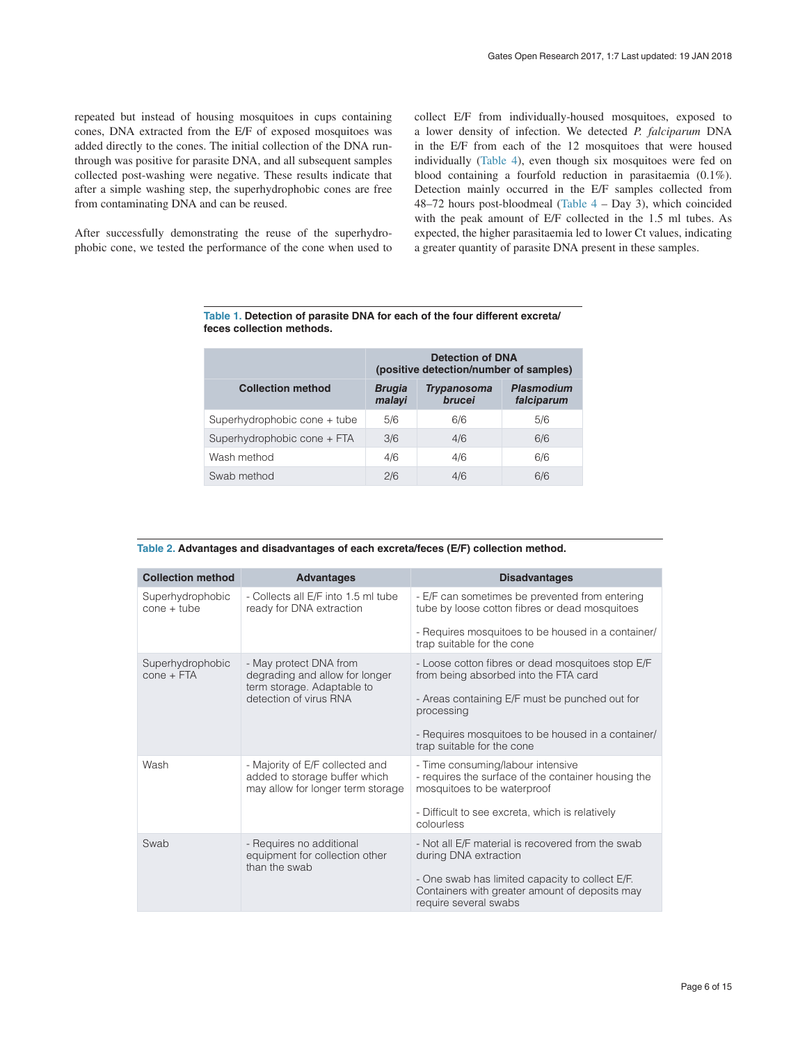repeated but instead of housing mosquitoes in cups containing cones, DNA extracted from the E/F of exposed mosquitoes was added directly to the cones. The initial collection of the DNA run-through was positive for parasite DNA, and all subsequent samples collected post-washing were negative. These results indicate that after a simple washing step, the superhydrophobic cones are free from contaminating DNA and can be reused.

After successfully demonstrating the reuse of the superhydrophobic cone, we tested the performance of the cone when used to collect E/F from individually-housed mosquitoes, exposed to a lower density of infection. We detected *P. falciparum* DNA in the E/F from each of the 12 mosquitoes that were housed individually (Table 4), even though six mosquitoes were fed on blood containing a fourfold reduction in parasitaemia (0.1%). Detection mainly occurred in the E/F samples collected from 48–72 hours post-bloodmeal (Table 4 – Day 3), which coincided with the peak amount of E/F collected in the 1.5 ml tubes. As expected, the higher parasitaemia led to lower Ct values, indicating a greater quantity of parasite DNA present in these samples.

**Table 1. Detection of parasite DNA for each of the four different excreta/feces collection methods.**

| Collection method | Detection of DNA (positive detection/number of samples) | | |
|---|---|---|---|
| | ***Brugia malayi*** | ***Trypanosoma brucei*** | ***Plasmodium falciparum*** |
| Superhydrophobic cone + tube | 5/6 | 6/6 | 5/6 |
| Superhydrophobic cone + FTA | 3/6 | 4/6 | 6/6 |
| Wash method | 4/6 | 4/6 | 6/6 |
| Swab method | 2/6 | 4/6 | 6/6 |

**Table 2. Advantages and disadvantages of each excreta/feces (E/F) collection method.**

| Collection method | Advantages | Disadvantages |
|---|---|---|
| Superhydrophobic cone + tube | - Collects all E/F into 1.5 ml tube ready for DNA extraction | - E/F can sometimes be prevented from entering tube by loose cotton fibres or dead mosquitoes<br><br>- Requires mosquitoes to be housed in a container/trap suitable for the cone |
| Superhydrophobic cone + FTA | - May protect DNA from degrading and allow for longer term storage. Adaptable to detection of virus RNA | - Loose cotton fibres or dead mosquitoes stop E/F from being absorbed into the FTA card<br><br>- Areas containing E/F must be punched out for processing<br><br>- Requires mosquitoes to be housed in a container/trap suitable for the cone |
| Wash | - Majority of E/F collected and added to storage buffer which may allow for longer term storage | - Time consuming/labour intensive<br>- requires the surface of the container housing the mosquitoes to be waterproof<br><br>- Difficult to see excreta, which is relatively colourless |
| Swab | - Requires no additional equipment for collection other than the swab | - Not all E/F material is recovered from the swab during DNA extraction<br><br>- One swab has limited capacity to collect E/F. Containers with greater amount of deposits may require several swabs |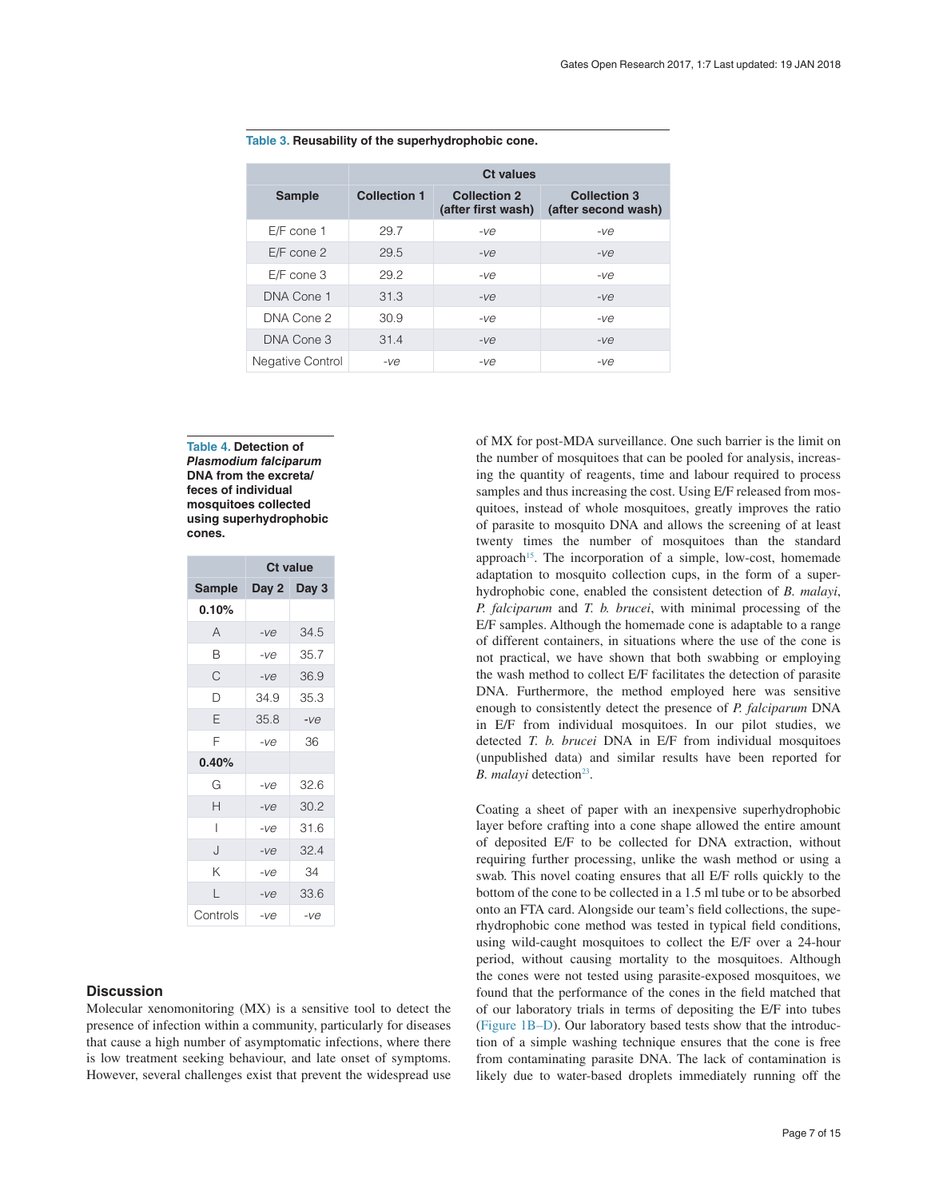**Table 3. Reusability of the superhydrophobic cone.**

| Sample | Ct values | | |
|---|---|---|---|
| | Collection 1 | Collection 2 (after first wash) | Collection 3 (after second wash) |
| E/F cone 1 | 29.7 | *-ve* | *-ve* |
| E/F cone 2 | 29.5 | *-ve* | *-ve* |
| E/F cone 3 | 29.2 | *-ve* | *-ve* |
| DNA Cone 1 | 31.3 | *-ve* | *-ve* |
| DNA Cone 2 | 30.9 | *-ve* | *-ve* |
| DNA Cone 3 | 31.4 | *-ve* | *-ve* |
| Negative Control | *-ve* | *-ve* | *-ve* |

**Table 4. Detection of *Plasmodium falciparum* DNA from the excreta/feces of individual mosquitoes collected using superhydrophobic cones.**

| | Ct value | |
|---|---|---|
| Sample | Day 2 | Day 3 |
| **0.10%** | | |
| A | *-ve* | 34.5 |
| B | *-ve* | 35.7 |
| C | *-ve* | 36.9 |
| D | 34.9 | 35.3 |
| E | 35.8 | *-ve* |
| F | *-ve* | 36 |
| **0.40%** | | |
| G | *-ve* | 32.6 |
| H | *-ve* | 30.2 |
| I | *-ve* | 31.6 |
| J | *-ve* | 32.4 |
| K | *-ve* | 34 |
| L | *-ve* | 33.6 |
| Controls | *-ve* | *-ve* |

## Discussion

Molecular xenomonitoring (MX) is a sensitive tool to detect the presence of infection within a community, particularly for diseases that cause a high number of asymptomatic infections, where there is low treatment seeking behaviour, and late onset of symptoms. However, several challenges exist that prevent the widespread use of MX for post-MDA surveillance. One such barrier is the limit on the number of mosquitoes that can be pooled for analysis, increasing the quantity of reagents, time and labour required to process samples and thus increasing the cost. Using E/F released from mosquitoes, instead of whole mosquitoes, greatly improves the ratio of parasite to mosquito DNA and allows the screening of at least twenty times the number of mosquitoes than the standard approach[15]. The incorporation of a simple, low-cost, homemade adaptation to mosquito collection cups, in the form of a superhydrophobic cone, enabled the consistent detection of *B. malayi*, *P. falciparum* and *T. b. brucei*, with minimal processing of the E/F samples. Although the homemade cone is adaptable to a range of different containers, in situations where the use of the cone is not practical, we have shown that both swabbing or employing the wash method to collect E/F facilitates the detection of parasite DNA. Furthermore, the method employed here was sensitive enough to consistently detect the presence of *P. falciparum* DNA in E/F from individual mosquitoes. In our pilot studies, we detected *T. b. brucei* DNA in E/F from individual mosquitoes (unpublished data) and similar results have been reported for *B. malayi* detection[23].

Coating a sheet of paper with an inexpensive superhydrophobic layer before crafting into a cone shape allowed the entire amount of deposited E/F to be collected for DNA extraction, without requiring further processing, unlike the wash method or using a swab. This novel coating ensures that all E/F rolls quickly to the bottom of the cone to be collected in a 1.5 ml tube or to be absorbed onto an FTA card. Alongside our team's field collections, the superhydrophobic cone method was tested in typical field conditions, using wild-caught mosquitoes to collect the E/F over a 24-hour period, without causing mortality to the mosquitoes. Although the cones were not tested using parasite-exposed mosquitoes, we found that the performance of the cones in the field matched that of our laboratory trials in terms of depositing the E/F into tubes (Figure 1B–D). Our laboratory based tests show that the introduction of a simple washing technique ensures that the cone is free from contaminating parasite DNA. The lack of contamination is likely due to water-based droplets immediately running off the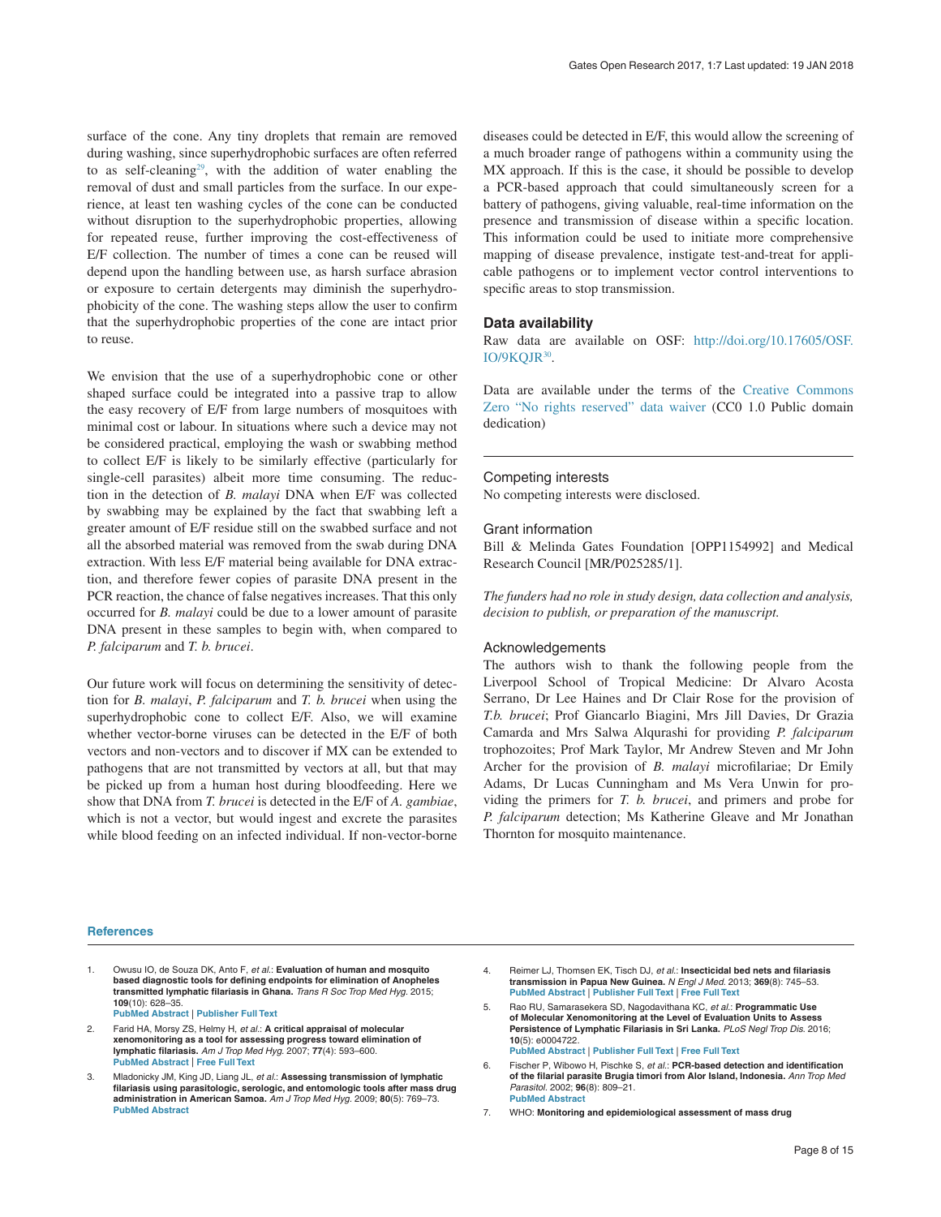surface of the cone. Any tiny droplets that remain are removed during washing, since superhydrophobic surfaces are often referred to as self-cleaning[29], with the addition of water enabling the removal of dust and small particles from the surface. In our experience, at least ten washing cycles of the cone can be conducted without disruption to the superhydrophobic properties, allowing for repeated reuse, further improving the cost-effectiveness of E/F collection. The number of times a cone can be reused will depend upon the handling between use, as harsh surface abrasion or exposure to certain detergents may diminish the superhydrophobicity of the cone. The washing steps allow the user to confirm that the superhydrophobic properties of the cone are intact prior to reuse.

We envision that the use of a superhydrophobic cone or other shaped surface could be integrated into a passive trap to allow the easy recovery of E/F from large numbers of mosquitoes with minimal cost or labour. In situations where such a device may not be considered practical, employing the wash or swabbing method to collect E/F is likely to be similarly effective (particularly for single-cell parasites) albeit more time consuming. The reduction in the detection of *B. malayi* DNA when E/F was collected by swabbing may be explained by the fact that swabbing left a greater amount of E/F residue still on the swabbed surface and not all the absorbed material was removed from the swab during DNA extraction. With less E/F material being available for DNA extraction, and therefore fewer copies of parasite DNA present in the PCR reaction, the chance of false negatives increases. That this only occurred for *B. malayi* could be due to a lower amount of parasite DNA present in these samples to begin with, when compared to *P. falciparum* and *T. b. brucei*.

Our future work will focus on determining the sensitivity of detection for *B. malayi*, *P. falciparum* and *T. b. brucei* when using the superhydrophobic cone to collect E/F. Also, we will examine whether vector-borne viruses can be detected in the E/F of both vectors and non-vectors and to discover if MX can be extended to pathogens that are not transmitted by vectors at all, but that may be picked up from a human host during bloodfeeding. Here we show that DNA from *T. brucei* is detected in the E/F of *A. gambiae*, which is not a vector, but would ingest and excrete the parasites while blood feeding on an infected individual. If non-vector-borne diseases could be detected in E/F, this would allow the screening of a much broader range of pathogens within a community using the MX approach. If this is the case, it should be possible to develop a PCR-based approach that could simultaneously screen for a battery of pathogens, giving valuable, real-time information on the presence and transmission of disease within a specific location. This information could be used to initiate more comprehensive mapping of disease prevalence, instigate test-and-treat for applicable pathogens or to implement vector control interventions to specific areas to stop transmission.

## Data availability

Raw data are available on OSF: http://doi.org/10.17605/OSF.IO/9KQJR[30].

Data are available under the terms of the Creative Commons Zero "No rights reserved" data waiver (CC0 1.0 Public domain dedication)

## Competing interests

No competing interests were disclosed.

## Grant information

Bill & Melinda Gates Foundation [OPP1154992] and Medical Research Council [MR/P025285/1].

*The funders had no role in study design, data collection and analysis, decision to publish, or preparation of the manuscript.*

## Acknowledgements

The authors wish to thank the following people from the Liverpool School of Tropical Medicine: Dr Alvaro Acosta Serrano, Dr Lee Haines and Dr Clair Rose for the provision of *T.b. brucei*; Prof Giancarlo Biagini, Mrs Jill Davies, Dr Grazia Camarda and Mrs Salwa Alqurashi for providing *P. falciparum* trophozoites; Prof Mark Taylor, Mr Andrew Steven and Mr John Archer for the provision of *B. malayi* microfilariae; Dr Emily Adams, Dr Lucas Cunningham and Ms Vera Unwin for providing the primers for *T. b. brucei*, and primers and probe for *P. falciparum* detection; Ms Katherine Gleave and Mr Jonathan Thornton for mosquito maintenance.

## References

1. Owusu IO, de Souza DK, Anto F, *et al.*: **Evaluation of human and mosquito based diagnostic tools for defining endpoints for elimination of Anopheles transmitted lymphatic filariasis in Ghana.** *Trans R Soc Trop Med Hyg.* 2015; **109**(10): 628–35.
   PubMed Abstract | Publisher Full Text
2. Farid HA, Morsy ZS, Helmy H, *et al.*: **A critical appraisal of molecular xenomonitoring as a tool for assessing progress toward elimination of lymphatic filariasis.** *Am J Trop Med Hyg.* 2007; **77**(4): 593–600.
   PubMed Abstract | Free Full Text
3. Mladonicky JM, King JD, Liang JL, *et al.*: **Assessing transmission of lymphatic filariasis using parasitologic, serologic, and entomologic tools after mass drug administration in American Samoa.** *Am J Trop Med Hyg.* 2009; **80**(5): 769–73.
   PubMed Abstract
4. Reimer LJ, Thomsen EK, Tisch DJ, *et al.*: **Insecticidal bed nets and filariasis transmission in Papua New Guinea.** *N Engl J Med.* 2013; **369**(8): 745–53.
   PubMed Abstract | Publisher Full Text | Free Full Text
5. Rao RU, Samarasekera SD, Nagodavithana KC, *et al.*: **Programmatic Use of Molecular Xenomonitoring at the Level of Evaluation Units to Assess Persistence of Lymphatic Filariasis in Sri Lanka.** *PLoS Negl Trop Dis.* 2016; **10**(5): e0004722.
   PubMed Abstract | Publisher Full Text | Free Full Text
6. Fischer P, Wibowo H, Pischke S, *et al.*: **PCR-based detection and identification of the filarial parasite Brugia timori from Alor Island, Indonesia.** *Ann Trop Med Parasitol.* 2002; **96**(8): 809–21.
   PubMed Abstract
7. WHO: **Monitoring and epidemiological assessment of mass drug**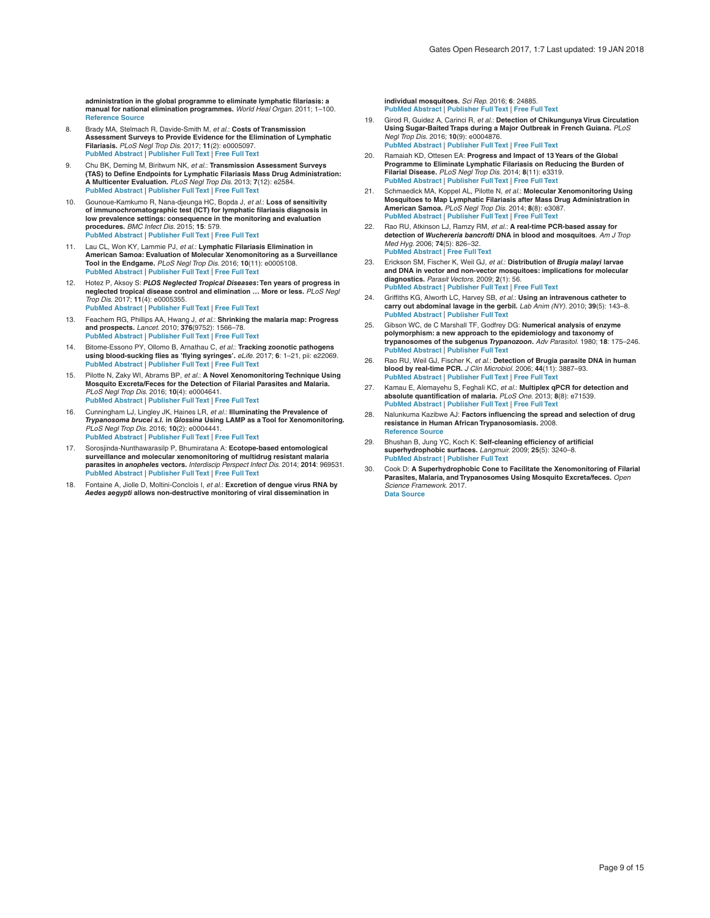**administration in the global programme to eliminate lymphatic filariasis: a manual for national elimination programmes.** *World Heal Organ.* 2011; 1–100. Reference Source

8. Brady MA, Stelmach R, Davide-Smith M, *et al.*: **Costs of Transmission Assessment Surveys to Provide Evidence for the Elimination of Lymphatic Filariasis.** *PLoS Negl Trop Dis.* 2017; **11**(2): e0005097. PubMed Abstract | Publisher Full Text | Free Full Text

9. Chu BK, Deming M, Biritwum NK, *et al.*: **Transmission Assessment Surveys (TAS) to Define Endpoints for Lymphatic Filariasis Mass Drug Administration: A Multicenter Evaluation.** *PLoS Negl Trop Dis.* 2013; **7**(12): e2584. PubMed Abstract | Publisher Full Text | Free Full Text

10. Gounoue-Kamkumo R, Nana-djeunga HC, Bopda J, *et al.*: **Loss of sensitivity of immunochromatographic test (ICT) for lymphatic filariasis diagnosis in low prevalence settings: consequence in the monitoring and evaluation procedures.** *BMC Infect Dis.* 2015; **15**: 579. PubMed Abstract | Publisher Full Text | Free Full Text

11. Lau CL, Won KY, Lammie PJ, *et al.*: **Lymphatic Filariasis Elimination in American Samoa: Evaluation of Molecular Xenomonitoring as a Surveillance Tool in the Endgame.** *PLoS Negl Trop Dis.* 2016; **10**(11): e0005108. PubMed Abstract | Publisher Full Text | Free Full Text

12. Hotez P, Aksoy S: ***PLOS Neglected Tropical Diseases*: Ten years of progress in neglected tropical disease control and elimination … More or less.** *PLoS Negl Trop Dis.* 2017; **11**(4): e0005355. PubMed Abstract | Publisher Full Text | Free Full Text

13. Feachem RG, Phillips AA, Hwang J, *et al.*: **Shrinking the malaria map: Progress and prospects.** *Lancet.* 2010; **376**(9752): 1566–78. PubMed Abstract | Publisher Full Text | Free Full Text

14. Bitome-Essono PY, Ollomo B, Arnathau C, *et al.*: **Tracking zoonotic pathogens using blood-sucking flies as 'flying syringes'.** *eLife.* 2017; **6**: 1–21, pii: e22069. PubMed Abstract | Publisher Full Text | Free Full Text

15. Pilotte N, Zaky WI, Abrams BP, *et al.*: **A Novel Xenomonitoring Technique Using Mosquito Excreta/Feces for the Detection of Filarial Parasites and Malaria.** *PLoS Negl Trop Dis.* 2016; **10**(4): e0004641. PubMed Abstract | Publisher Full Text | Free Full Text

16. Cunningham LJ, Lingley JK, Haines LR, *et al.*: **Illuminating the Prevalence of *Trypanosoma brucei s.l.* in *Glossina* Using LAMP as a Tool for Xenomonitoring.** *PLoS Negl Trop Dis.* 2016; **10**(2): e0004441. PubMed Abstract | Publisher Full Text | Free Full Text

17. Sorosjinda-Nunthawarasilp P, Bhumiratana A: **Ecotope-based entomological surveillance and molecular xenomonitoring of multidrug resistant malaria parasites in *anopheles* vectors.** *Interdiscip Perspect Infect Dis.* 2014; **2014**: 969531. PubMed Abstract | Publisher Full Text | Free Full Text

18. Fontaine A, Jiolle D, Moltini-Conclois I, *et al.*: **Excretion of dengue virus RNA by *Aedes aegypti* allows non-destructive monitoring of viral dissemination in individual mosquitoes.** *Sci Rep.* 2016; **6**: 24885. PubMed Abstract | Publisher Full Text | Free Full Text

19. Girod R, Guidez A, Carinci R, *et al.*: **Detection of Chikungunya Virus Circulation Using Sugar-Baited Traps during a Major Outbreak in French Guiana.** *PLoS Negl Trop Dis.* 2016; **10**(9): e0004876. PubMed Abstract | Publisher Full Text | Free Full Text

20. Ramaiah KD, Ottesen EA: **Progress and Impact of 13 Years of the Global Programme to Eliminate Lymphatic Filariasis on Reducing the Burden of Filarial Disease.** *PLoS Negl Trop Dis.* 2014; **8**(11): e3319. PubMed Abstract | Publisher Full Text | Free Full Text

21. Schmaedick MA, Koppel AL, Pilotte N, *et al.*: **Molecular Xenomonitoring Using Mosquitoes to Map Lymphatic Filariasis after Mass Drug Administration in American Samoa.** *PLoS Negl Trop Dis.* 2014; **8**(8): e3087. PubMed Abstract | Publisher Full Text | Free Full Text

22. Rao RU, Atkinson LJ, Ramzy RM, *et al.*: **A real-time PCR-based assay for detection of *Wuchereria bancrofti* DNA in blood and mosquitoes.** *Am J Trop Med Hyg.* 2006; **74**(5): 826–32. PubMed Abstract | Free Full Text

23. Erickson SM, Fischer K, Weil GJ, *et al.*: **Distribution of *Brugia malayi* larvae and DNA in vector and non-vector mosquitoes: implications for molecular diagnostics.** *Parasit Vectors.* 2009; **2**(1): 56. PubMed Abstract | Publisher Full Text | Free Full Text

24. Griffiths KG, Alworth LC, Harvey SB, *et al.*: **Using an intravenous catheter to carry out abdominal lavage in the gerbil.** *Lab Anim (NY).* 2010; **39**(5): 143–8. PubMed Abstract | Publisher Full Text

25. Gibson WC, de C Marshall TF, Godfrey DG: **Numerical analysis of enzyme polymorphism: a new approach to the epidemiology and taxonomy of trypanosomes of the subgenus *Trypanozoon*.** *Adv Parasitol.* 1980; **18**: 175–246. PubMed Abstract | Publisher Full Text

26. Rao RU, Weil GJ, Fischer K, *et al.*: **Detection of Brugia parasite DNA in human blood by real-time PCR.** *J Clin Microbiol.* 2006; **44**(11): 3887–93. PubMed Abstract | Publisher Full Text | Free Full Text

27. Kamau E, Alemayehu S, Feghali KC, *et al.*: **Multiplex qPCR for detection and absolute quantification of malaria.** *PLoS One.* 2013; **8**(8): e71539. PubMed Abstract | Publisher Full Text | Free Full Text

28. Nalunkuma Kazibwe AJ: **Factors influencing the spread and selection of drug resistance in Human African Trypanosomiasis.** 2008. Reference Source

29. Bhushan B, Jung YC, Koch K: **Self-cleaning efficiency of artificial superhydrophobic surfaces.** *Langmuir.* 2009; **25**(5): 3240–8. PubMed Abstract | Publisher Full Text

30. Cook D: **A Superhydrophobic Cone to Facilitate the Xenomonitoring of Filarial Parasites, Malaria, and Trypanosomes Using Mosquito Excreta/feces.** *Open Science Framework.* 2017. Data Source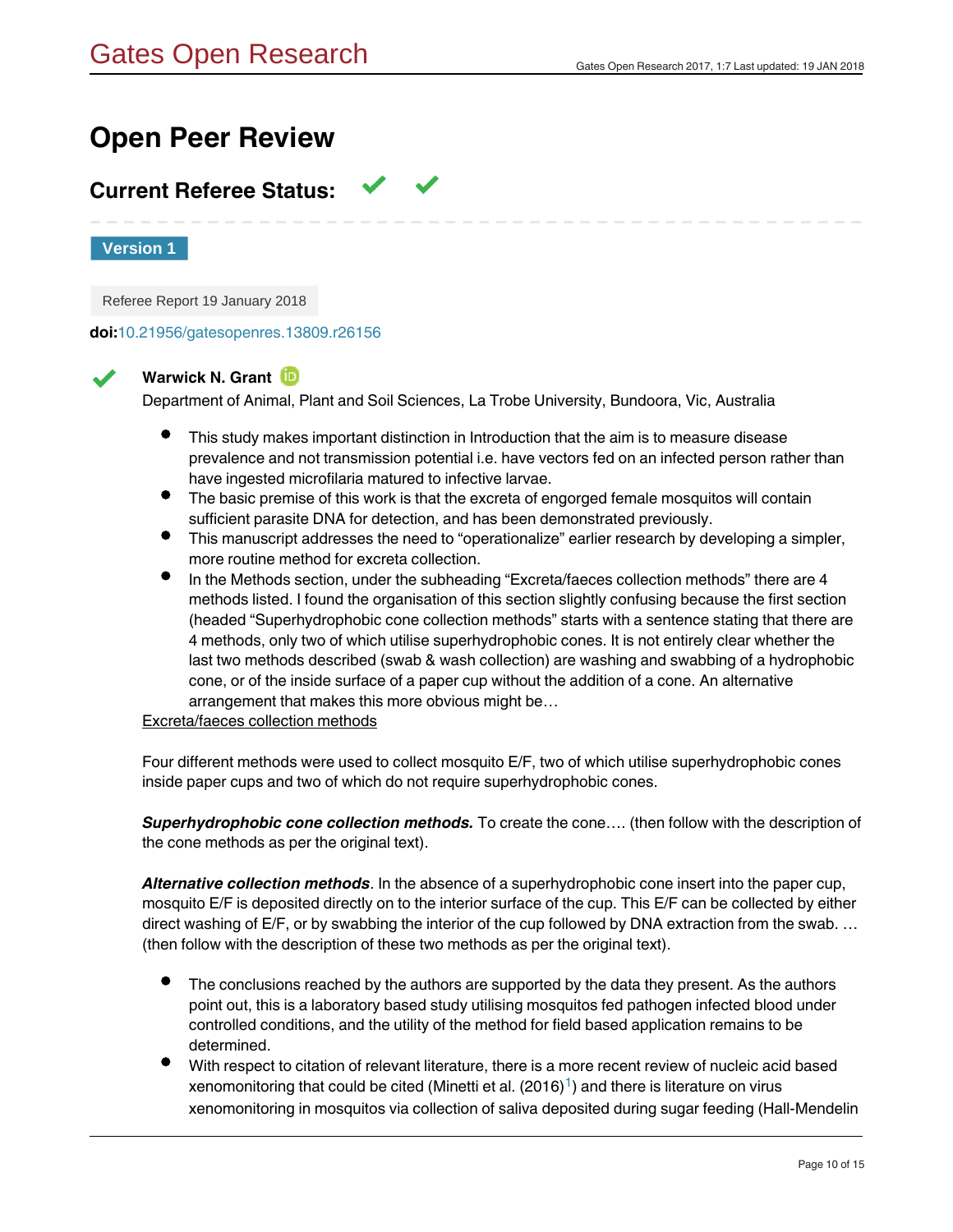# Open Peer Review

## Current Referee Status: ✔ ✔

**Version 1**

Referee Report 19 January 2018

**doi:**10.21956/gatesopenres.13809.r26156

✔ **Warwick N. Grant**

Department of Animal, Plant and Soil Sciences, La Trobe University, Bundoora, Vic, Australia

- This study makes important distinction in Introduction that the aim is to measure disease prevalence and not transmission potential i.e. have vectors fed on an infected person rather than have ingested microfilaria matured to infective larvae.
- The basic premise of this work is that the excreta of engorged female mosquitos will contain sufficient parasite DNA for detection, and has been demonstrated previously.
- This manuscript addresses the need to "operationalize" earlier research by developing a simpler, more routine method for excreta collection.
- In the Methods section, under the subheading "Excreta/faeces collection methods" there are 4 methods listed. I found the organisation of this section slightly confusing because the first section (headed "Superhydrophobic cone collection methods" starts with a sentence stating that there are 4 methods, only two of which utilise superhydrophobic cones. It is not entirely clear whether the last two methods described (swab & wash collection) are washing and swabbing of a hydrophobic cone, or of the inside surface of a paper cup without the addition of a cone. An alternative arrangement that makes this more obvious might be…

Excreta/faeces collection methods

Four different methods were used to collect mosquito E/F, two of which utilise superhydrophobic cones inside paper cups and two of which do not require superhydrophobic cones.

***Superhydrophobic cone collection methods.*** To create the cone…. (then follow with the description of the cone methods as per the original text).

***Alternative collection methods***. In the absence of a superhydrophobic cone insert into the paper cup, mosquito E/F is deposited directly on to the interior surface of the cup. This E/F can be collected by either direct washing of E/F, or by swabbing the interior of the cup followed by DNA extraction from the swab. … (then follow with the description of these two methods as per the original text).

- The conclusions reached by the authors are supported by the data they present. As the authors point out, this is a laboratory based study utilising mosquitos fed pathogen infected blood under controlled conditions, and the utility of the method for field based application remains to be determined.
- With respect to citation of relevant literature, there is a more recent review of nucleic acid based xenomonitoring that could be cited (Minetti et al. (2016)[1]) and there is literature on virus xenomonitoring in mosquitos via collection of saliva deposited during sugar feeding (Hall-Mendelin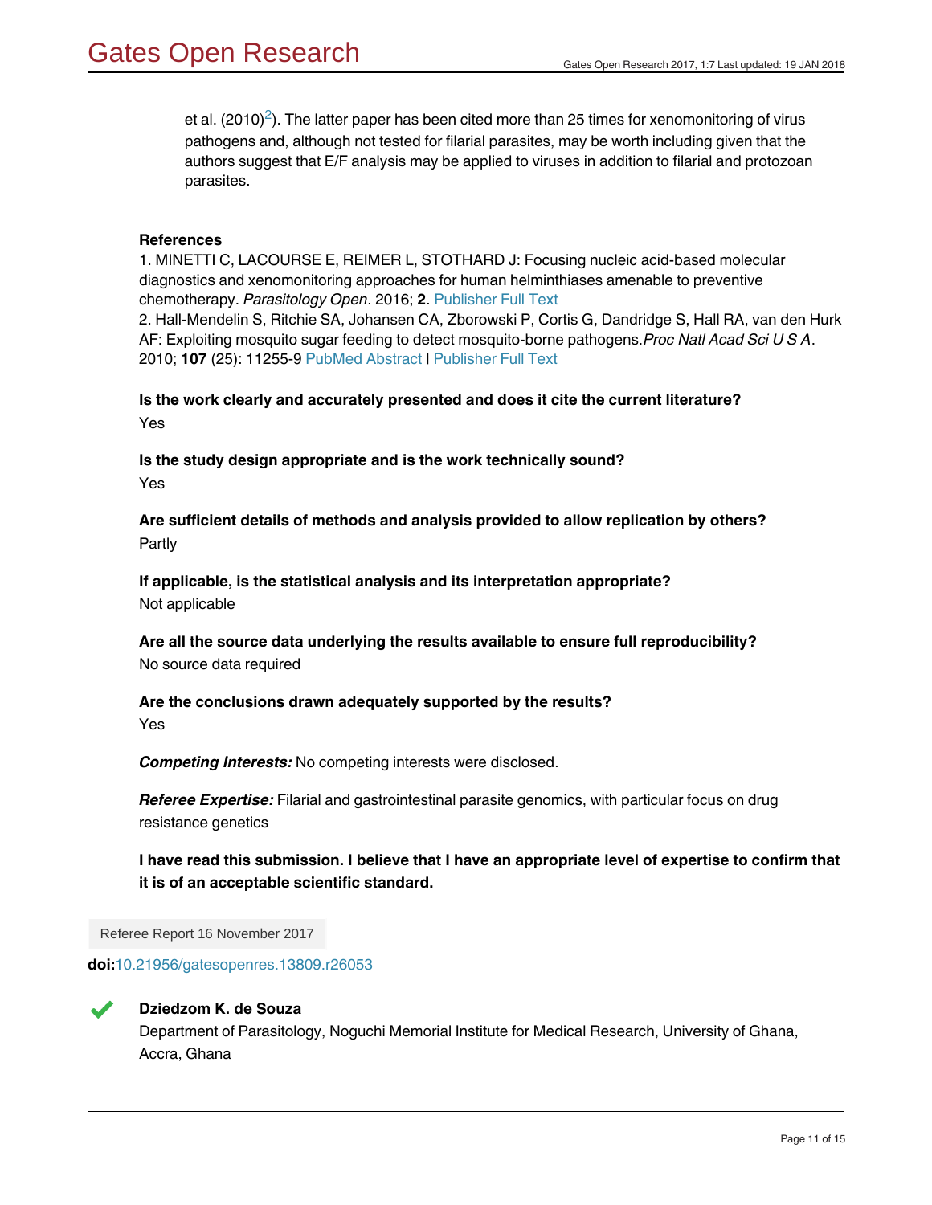et al. (2010)[2]). The latter paper has been cited more than 25 times for xenomonitoring of virus pathogens and, although not tested for filarial parasites, may be worth including given that the authors suggest that E/F analysis may be applied to viruses in addition to filarial and protozoan parasites.

**References**

1. MINETTI C, LACOURSE E, REIMER L, STOTHARD J: Focusing nucleic acid-based molecular diagnostics and xenomonitoring approaches for human helminthiases amenable to preventive chemotherapy. *Parasitology Open*. 2016; **2**. Publisher Full Text
2. Hall-Mendelin S, Ritchie SA, Johansen CA, Zborowski P, Cortis G, Dandridge S, Hall RA, van den Hurk AF: Exploiting mosquito sugar feeding to detect mosquito-borne pathogens. *Proc Natl Acad Sci U S A*. 2010; **107** (25): 11255-9 PubMed Abstract | Publisher Full Text

**Is the work clearly and accurately presented and does it cite the current literature?**
Yes

**Is the study design appropriate and is the work technically sound?**
Yes

**Are sufficient details of methods and analysis provided to allow replication by others?**
Partly

**If applicable, is the statistical analysis and its interpretation appropriate?**
Not applicable

**Are all the source data underlying the results available to ensure full reproducibility?**
No source data required

**Are the conclusions drawn adequately supported by the results?**
Yes

***Competing Interests:*** No competing interests were disclosed.

***Referee Expertise:*** Filarial and gastrointestinal parasite genomics, with particular focus on drug resistance genetics

**I have read this submission. I believe that I have an appropriate level of expertise to confirm that it is of an acceptable scientific standard.**

Referee Report 16 November 2017

**doi:**10.21956/gatesopenres.13809.r26053

**Dziedzom K. de Souza**
Department of Parasitology, Noguchi Memorial Institute for Medical Research, University of Ghana, Accra, Ghana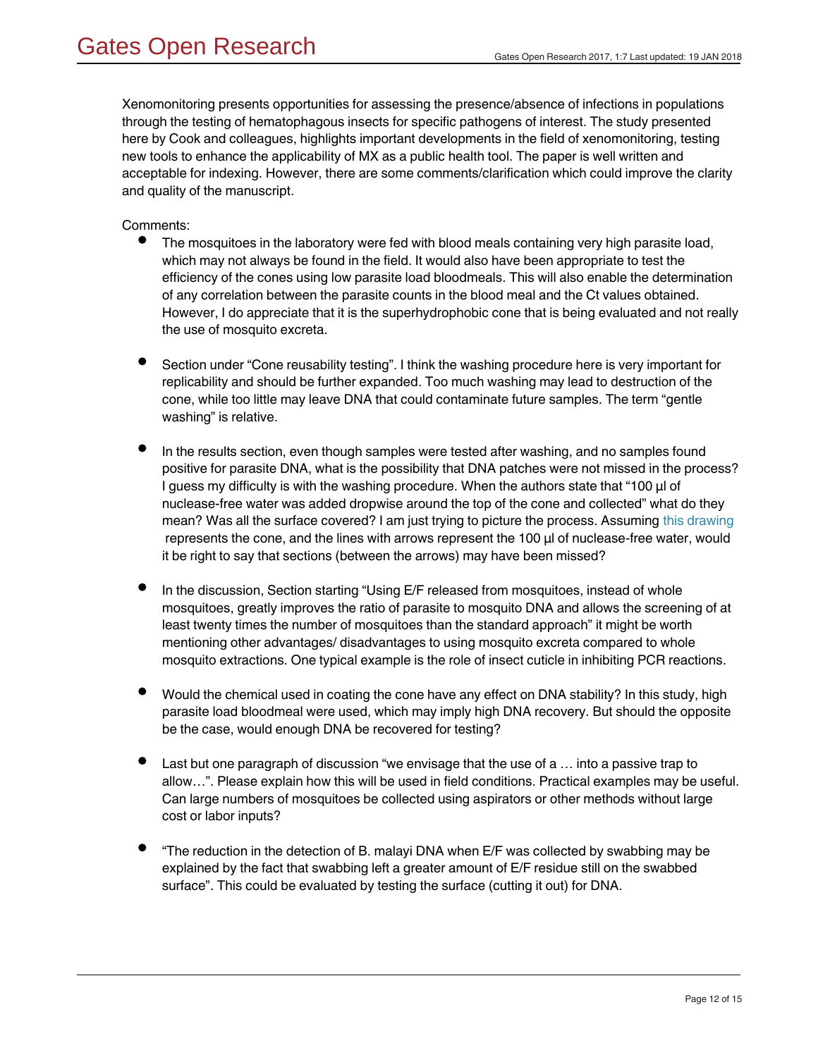Xenomonitoring presents opportunities for assessing the presence/absence of infections in populations through the testing of hematophagous insects for specific pathogens of interest. The study presented here by Cook and colleagues, highlights important developments in the field of xenomonitoring, testing new tools to enhance the applicability of MX as a public health tool. The paper is well written and acceptable for indexing. However, there are some comments/clarification which could improve the clarity and quality of the manuscript.

Comments:

- The mosquitoes in the laboratory were fed with blood meals containing very high parasite load, which may not always be found in the field. It would also have been appropriate to test the efficiency of the cones using low parasite load bloodmeals. This will also enable the determination of any correlation between the parasite counts in the blood meal and the Ct values obtained. However, I do appreciate that it is the superhydrophobic cone that is being evaluated and not really the use of mosquito excreta.

- Section under "Cone reusability testing". I think the washing procedure here is very important for replicability and should be further expanded. Too much washing may lead to destruction of the cone, while too little may leave DNA that could contaminate future samples. The term "gentle washing" is relative.

- In the results section, even though samples were tested after washing, and no samples found positive for parasite DNA, what is the possibility that DNA patches were not missed in the process? I guess my difficulty is with the washing procedure. When the authors state that "100 µl of nuclease-free water was added dropwise around the top of the cone and collected" what do they mean? Was all the surface covered? I am just trying to picture the process. Assuming this drawing represents the cone, and the lines with arrows represent the 100 µl of nuclease-free water, would it be right to say that sections (between the arrows) may have been missed?

- In the discussion, Section starting "Using E/F released from mosquitoes, instead of whole mosquitoes, greatly improves the ratio of parasite to mosquito DNA and allows the screening of at least twenty times the number of mosquitoes than the standard approach" it might be worth mentioning other advantages/ disadvantages to using mosquito excreta compared to whole mosquito extractions. One typical example is the role of insect cuticle in inhibiting PCR reactions.

- Would the chemical used in coating the cone have any effect on DNA stability? In this study, high parasite load bloodmeal were used, which may imply high DNA recovery. But should the opposite be the case, would enough DNA be recovered for testing?

- Last but one paragraph of discussion "we envisage that the use of a … into a passive trap to allow…". Please explain how this will be used in field conditions. Practical examples may be useful. Can large numbers of mosquitoes be collected using aspirators or other methods without large cost or labor inputs?

- "The reduction in the detection of B. malayi DNA when E/F was collected by swabbing may be explained by the fact that swabbing left a greater amount of E/F residue still on the swabbed surface". This could be evaluated by testing the surface (cutting it out) for DNA.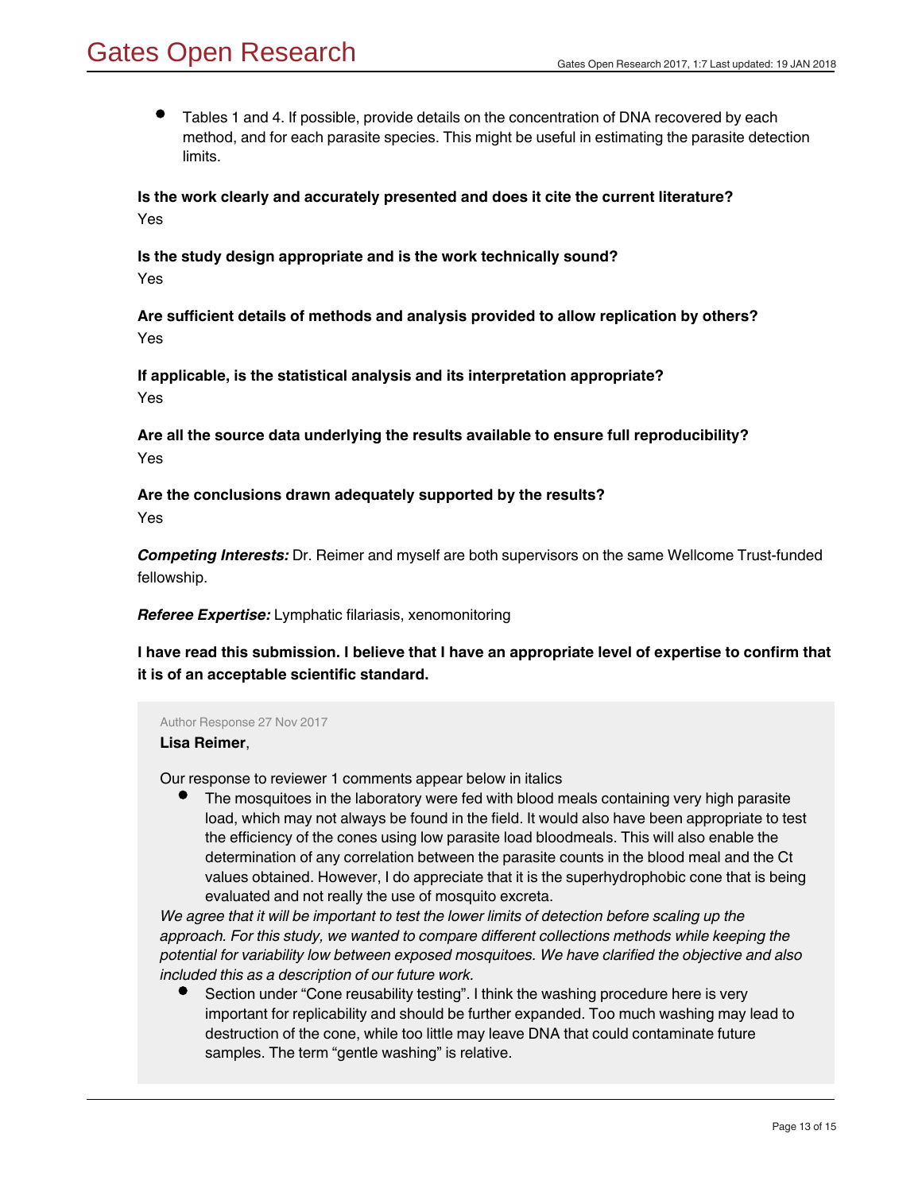- Tables 1 and 4. If possible, provide details on the concentration of DNA recovered by each method, and for each parasite species. This might be useful in estimating the parasite detection limits.

**Is the work clearly and accurately presented and does it cite the current literature?**
Yes

**Is the study design appropriate and is the work technically sound?**
Yes

**Are sufficient details of methods and analysis provided to allow replication by others?**
Yes

**If applicable, is the statistical analysis and its interpretation appropriate?**
Yes

**Are all the source data underlying the results available to ensure full reproducibility?**
Yes

**Are the conclusions drawn adequately supported by the results?**
Yes

***Competing Interests:*** Dr. Reimer and myself are both supervisors on the same Wellcome Trust-funded fellowship.

***Referee Expertise:*** Lymphatic filariasis, xenomonitoring

**I have read this submission. I believe that I have an appropriate level of expertise to confirm that it is of an acceptable scientific standard.**

Author Response 27 Nov 2017

**Lisa Reimer**,

Our response to reviewer 1 comments appear below in italics

- The mosquitoes in the laboratory were fed with blood meals containing very high parasite load, which may not always be found in the field. It would also have been appropriate to test the efficiency of the cones using low parasite load bloodmeals. This will also enable the determination of any correlation between the parasite counts in the blood meal and the Ct values obtained. However, I do appreciate that it is the superhydrophobic cone that is being evaluated and not really the use of mosquito excreta.

*We agree that it will be important to test the lower limits of detection before scaling up the approach. For this study, we wanted to compare different collections methods while keeping the potential for variability low between exposed mosquitoes. We have clarified the objective and also included this as a description of our future work.*

- Section under "Cone reusability testing". I think the washing procedure here is very important for replicability and should be further expanded. Too much washing may lead to destruction of the cone, while too little may leave DNA that could contaminate future samples. The term "gentle washing" is relative.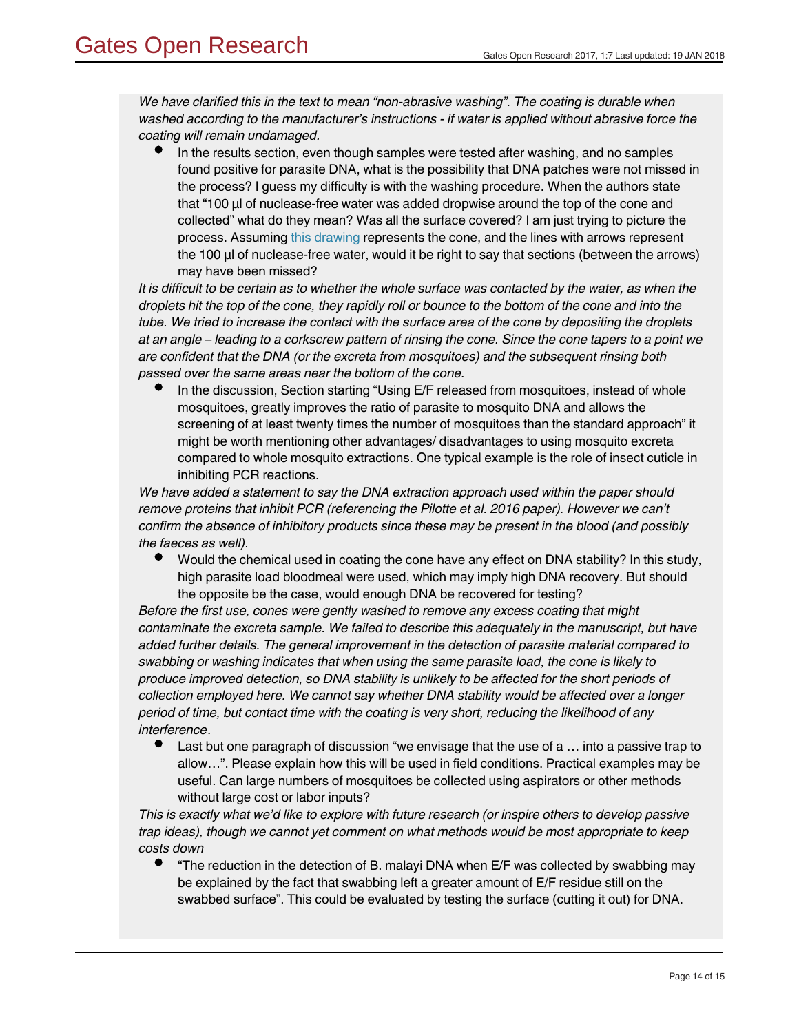*We have clarified this in the text to mean "non-abrasive washing". The coating is durable when washed according to the manufacturer's instructions - if water is applied without abrasive force the coating will remain undamaged.*

- In the results section, even though samples were tested after washing, and no samples found positive for parasite DNA, what is the possibility that DNA patches were not missed in the process? I guess my difficulty is with the washing procedure. When the authors state that "100 µl of nuclease-free water was added dropwise around the top of the cone and collected" what do they mean? Was all the surface covered? I am just trying to picture the process. Assuming this drawing represents the cone, and the lines with arrows represent the 100 µl of nuclease-free water, would it be right to say that sections (between the arrows) may have been missed?

*It is difficult to be certain as to whether the whole surface was contacted by the water, as when the droplets hit the top of the cone, they rapidly roll or bounce to the bottom of the cone and into the tube. We tried to increase the contact with the surface area of the cone by depositing the droplets at an angle – leading to a corkscrew pattern of rinsing the cone. Since the cone tapers to a point we are confident that the DNA (or the excreta from mosquitoes) and the subsequent rinsing both passed over the same areas near the bottom of the cone.*

- In the discussion, Section starting "Using E/F released from mosquitoes, instead of whole mosquitoes, greatly improves the ratio of parasite to mosquito DNA and allows the screening of at least twenty times the number of mosquitoes than the standard approach" it might be worth mentioning other advantages/ disadvantages to using mosquito excreta compared to whole mosquito extractions. One typical example is the role of insect cuticle in inhibiting PCR reactions.

*We have added a statement to say the DNA extraction approach used within the paper should remove proteins that inhibit PCR (referencing the Pilotte et al. 2016 paper). However we can't confirm the absence of inhibitory products since these may be present in the blood (and possibly the faeces as well).*

- Would the chemical used in coating the cone have any effect on DNA stability? In this study, high parasite load bloodmeal were used, which may imply high DNA recovery. But should the opposite be the case, would enough DNA be recovered for testing?

*Before the first use, cones were gently washed to remove any excess coating that might contaminate the excreta sample. We failed to describe this adequately in the manuscript, but have added further details. The general improvement in the detection of parasite material compared to swabbing or washing indicates that when using the same parasite load, the cone is likely to produce improved detection, so DNA stability is unlikely to be affected for the short periods of collection employed here. We cannot say whether DNA stability would be affected over a longer period of time, but contact time with the coating is very short, reducing the likelihood of any interference*.

- Last but one paragraph of discussion "we envisage that the use of a … into a passive trap to allow…". Please explain how this will be used in field conditions. Practical examples may be useful. Can large numbers of mosquitoes be collected using aspirators or other methods without large cost or labor inputs?

*This is exactly what we'd like to explore with future research (or inspire others to develop passive trap ideas), though we cannot yet comment on what methods would be most appropriate to keep costs down*

- "The reduction in the detection of B. malayi DNA when E/F was collected by swabbing may be explained by the fact that swabbing left a greater amount of E/F residue still on the swabbed surface". This could be evaluated by testing the surface (cutting it out) for DNA.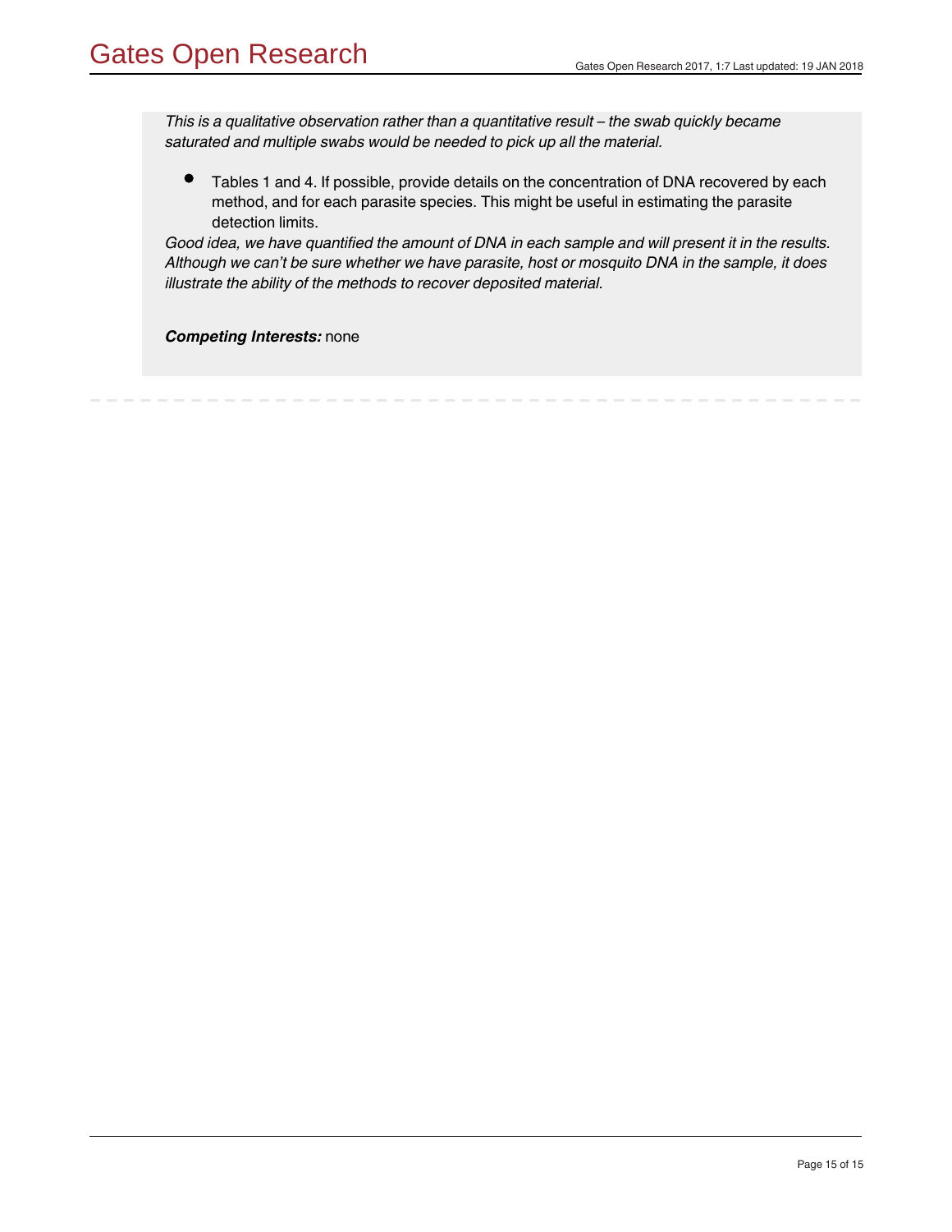*This is a qualitative observation rather than a quantitative result – the swab quickly became saturated and multiple swabs would be needed to pick up all the material.*

- Tables 1 and 4. If possible, provide details on the concentration of DNA recovered by each method, and for each parasite species. This might be useful in estimating the parasite detection limits.

*Good idea, we have quantified the amount of DNA in each sample and will present it in the results. Although we can't be sure whether we have parasite, host or mosquito DNA in the sample, it does illustrate the ability of the methods to recover deposited material.*

***Competing Interests:*** none